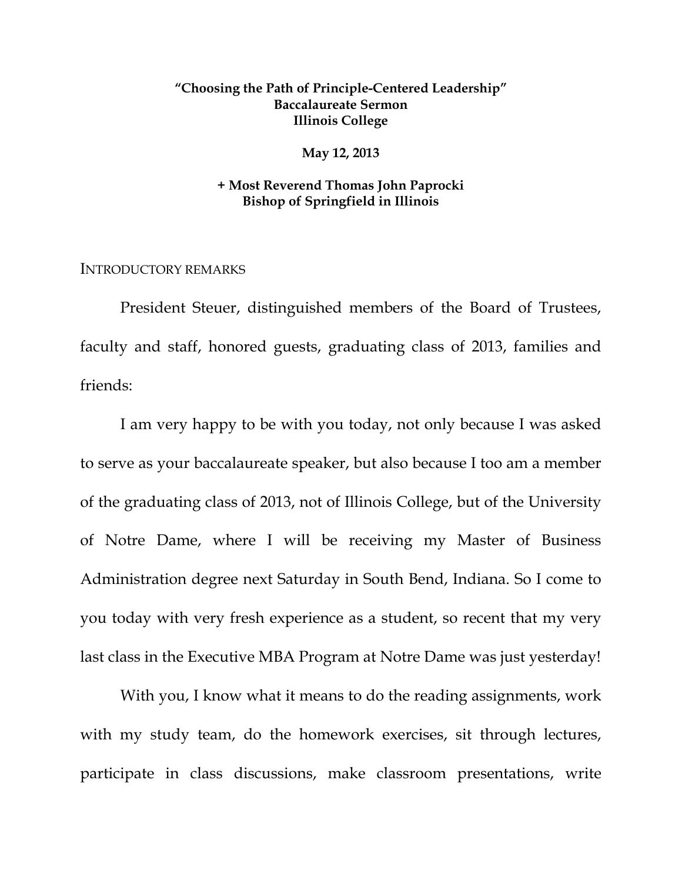**"Choosing the Path of Principle-Centered Leadership"**
**Baccalaureate Sermon**
**Illinois College**

**May 12, 2013**

**+ Most Reverend Thomas John Paprocki**
**Bishop of Springfield in Illinois**

## INTRODUCTORY REMARKS

President Steuer, distinguished members of the Board of Trustees, faculty and staff, honored guests, graduating class of 2013, families and friends:

I am very happy to be with you today, not only because I was asked to serve as your baccalaureate speaker, but also because I too am a member of the graduating class of 2013, not of Illinois College, but of the University of Notre Dame, where I will be receiving my Master of Business Administration degree next Saturday in South Bend, Indiana. So I come to you today with very fresh experience as a student, so recent that my very last class in the Executive MBA Program at Notre Dame was just yesterday!

With you, I know what it means to do the reading assignments, work with my study team, do the homework exercises, sit through lectures, participate in class discussions, make classroom presentations, write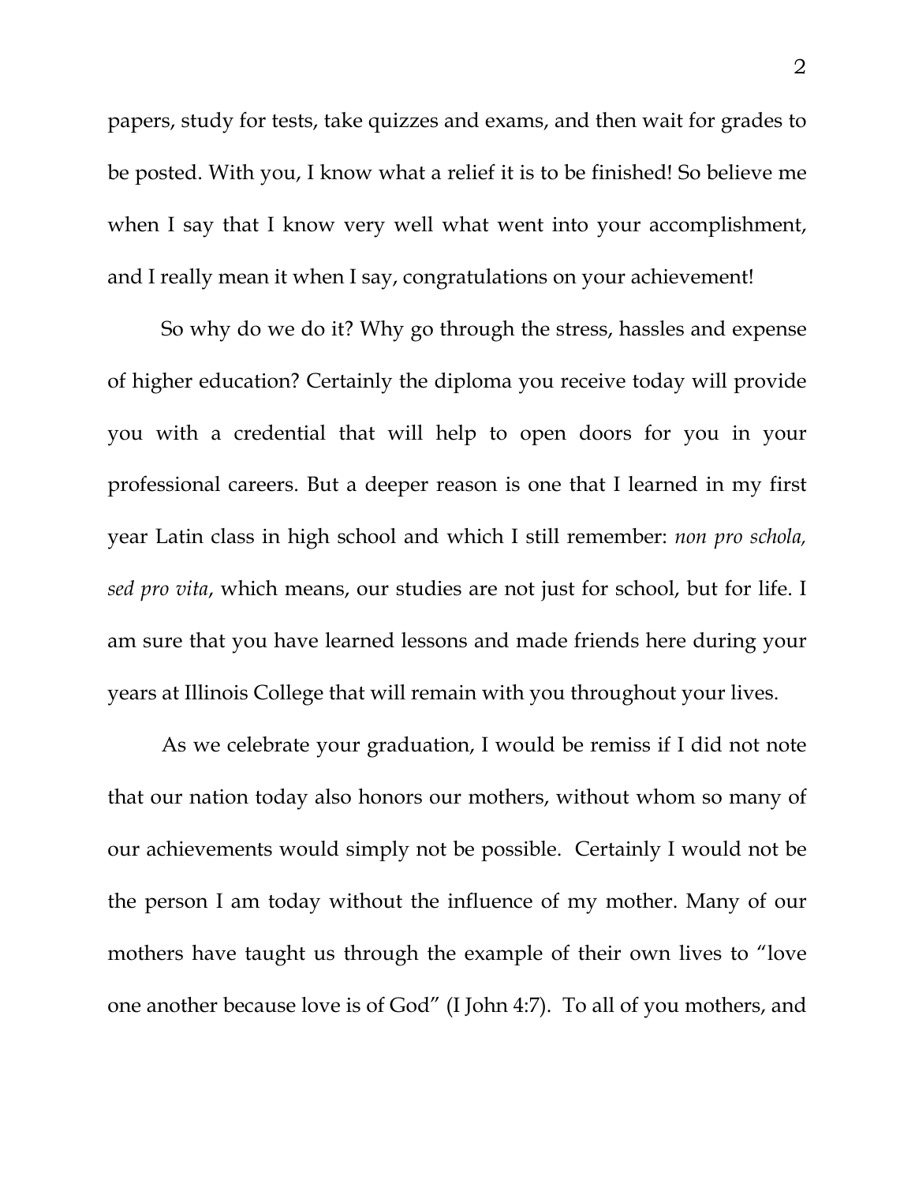papers, study for tests, take quizzes and exams, and then wait for grades to be posted. With you, I know what a relief it is to be finished! So believe me when I say that I know very well what went into your accomplishment, and I really mean it when I say, congratulations on your achievement!

So why do we do it? Why go through the stress, hassles and expense of higher education? Certainly the diploma you receive today will provide you with a credential that will help to open doors for you in your professional careers. But a deeper reason is one that I learned in my first year Latin class in high school and which I still remember: *non pro schola, sed pro vita*, which means, our studies are not just for school, but for life. I am sure that you have learned lessons and made friends here during your years at Illinois College that will remain with you throughout your lives.

As we celebrate your graduation, I would be remiss if I did not note that our nation today also honors our mothers, without whom so many of our achievements would simply not be possible. Certainly I would not be the person I am today without the influence of my mother. Many of our mothers have taught us through the example of their own lives to "love one another because love is of God" (I John 4:7). To all of you mothers, and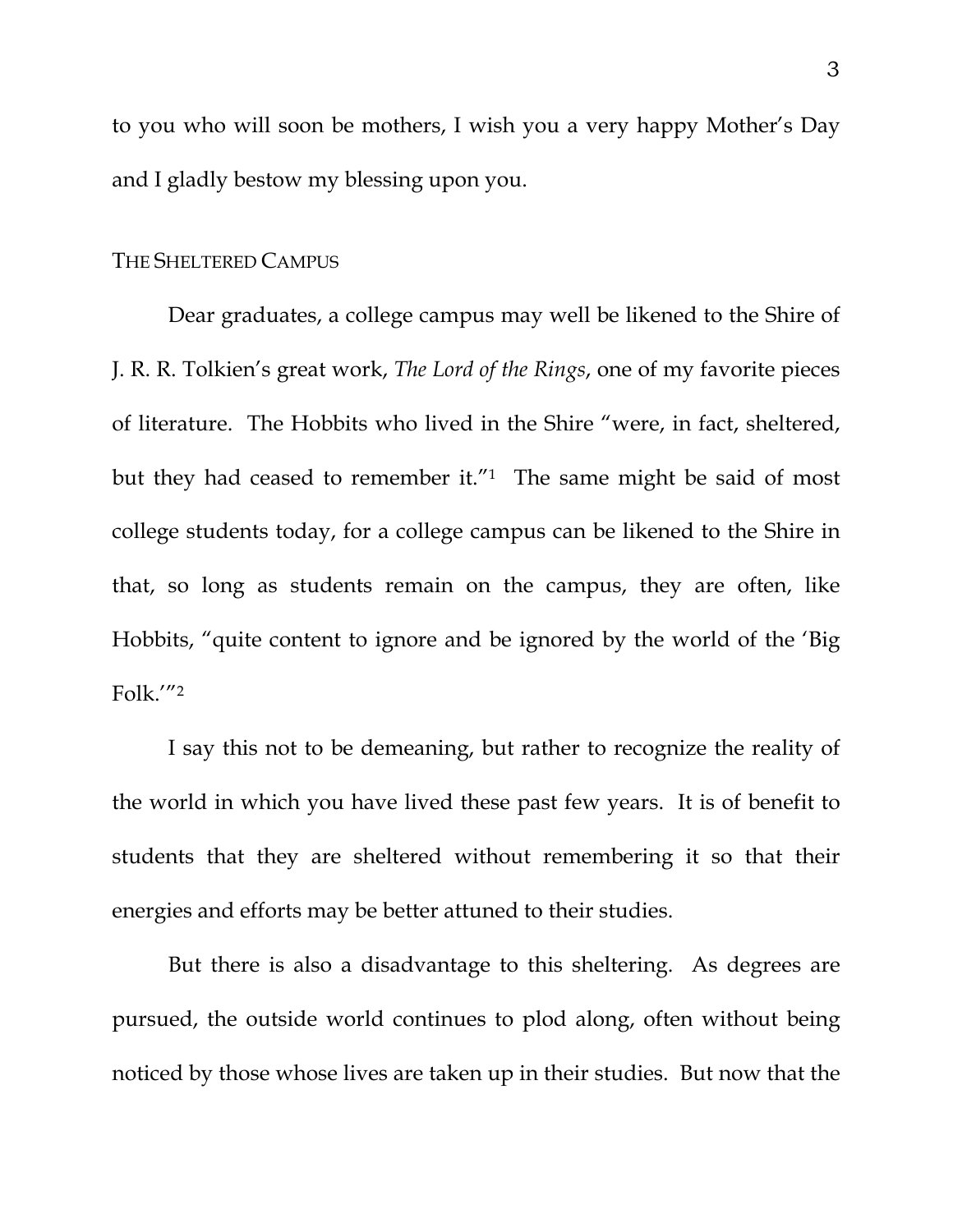to you who will soon be mothers, I wish you a very happy Mother's Day and I gladly bestow my blessing upon you.

## The Sheltered Campus

Dear graduates, a college campus may well be likened to the Shire of J. R. R. Tolkien's great work, *The Lord of the Rings*, one of my favorite pieces of literature. The Hobbits who lived in the Shire "were, in fact, sheltered, but they had ceased to remember it."[1] The same might be said of most college students today, for a college campus can be likened to the Shire in that, so long as students remain on the campus, they are often, like Hobbits, "quite content to ignore and be ignored by the world of the 'Big Folk.'"[2]

I say this not to be demeaning, but rather to recognize the reality of the world in which you have lived these past few years. It is of benefit to students that they are sheltered without remembering it so that their energies and efforts may be better attuned to their studies.

But there is also a disadvantage to this sheltering. As degrees are pursued, the outside world continues to plod along, often without being noticed by those whose lives are taken up in their studies. But now that the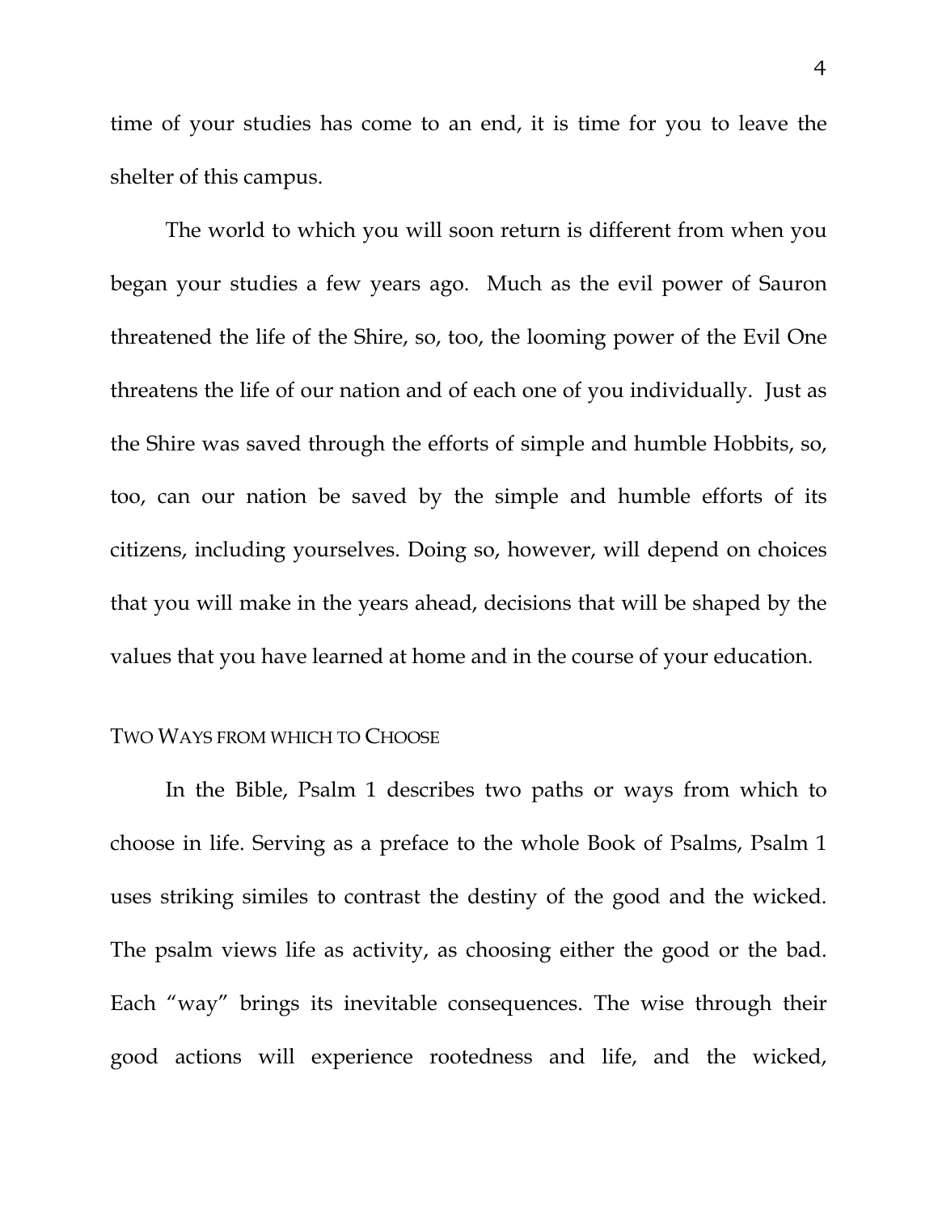time of your studies has come to an end, it is time for you to leave the shelter of this campus.

The world to which you will soon return is different from when you began your studies a few years ago. Much as the evil power of Sauron threatened the life of the Shire, so, too, the looming power of the Evil One threatens the life of our nation and of each one of you individually. Just as the Shire was saved through the efforts of simple and humble Hobbits, so, too, can our nation be saved by the simple and humble efforts of its citizens, including yourselves. Doing so, however, will depend on choices that you will make in the years ahead, decisions that will be shaped by the values that you have learned at home and in the course of your education.

## Two Ways from which to Choose

In the Bible, Psalm 1 describes two paths or ways from which to choose in life. Serving as a preface to the whole Book of Psalms, Psalm 1 uses striking similes to contrast the destiny of the good and the wicked. The psalm views life as activity, as choosing either the good or the bad. Each "way" brings its inevitable consequences. The wise through their good actions will experience rootedness and life, and the wicked,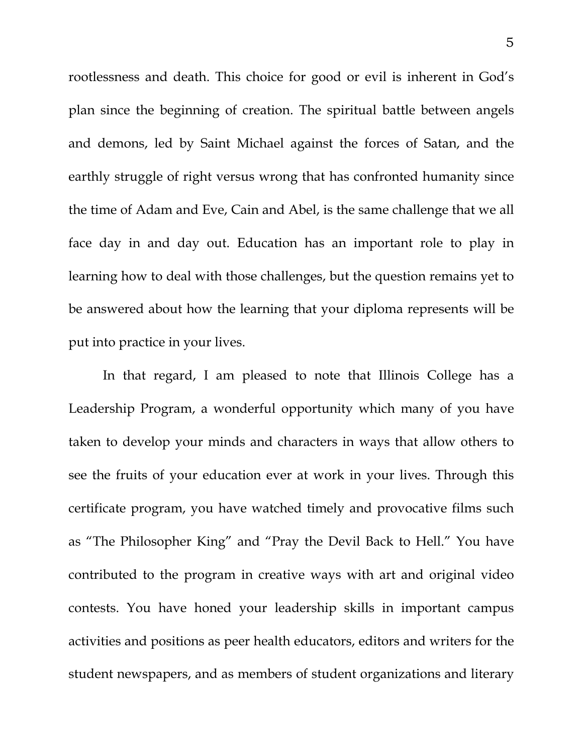rootlessness and death. This choice for good or evil is inherent in God's plan since the beginning of creation. The spiritual battle between angels and demons, led by Saint Michael against the forces of Satan, and the earthly struggle of right versus wrong that has confronted humanity since the time of Adam and Eve, Cain and Abel, is the same challenge that we all face day in and day out. Education has an important role to play in learning how to deal with those challenges, but the question remains yet to be answered about how the learning that your diploma represents will be put into practice in your lives.

In that regard, I am pleased to note that Illinois College has a Leadership Program, a wonderful opportunity which many of you have taken to develop your minds and characters in ways that allow others to see the fruits of your education ever at work in your lives. Through this certificate program, you have watched timely and provocative films such as "The Philosopher King" and "Pray the Devil Back to Hell." You have contributed to the program in creative ways with art and original video contests. You have honed your leadership skills in important campus activities and positions as peer health educators, editors and writers for the student newspapers, and as members of student organizations and literary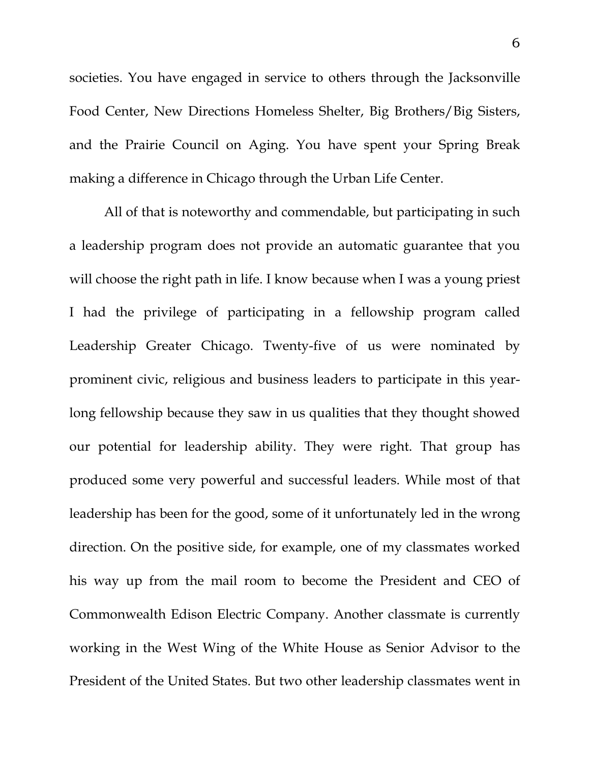societies. You have engaged in service to others through the Jacksonville Food Center, New Directions Homeless Shelter, Big Brothers/Big Sisters, and the Prairie Council on Aging. You have spent your Spring Break making a difference in Chicago through the Urban Life Center.

All of that is noteworthy and commendable, but participating in such a leadership program does not provide an automatic guarantee that you will choose the right path in life. I know because when I was a young priest I had the privilege of participating in a fellowship program called Leadership Greater Chicago. Twenty-five of us were nominated by prominent civic, religious and business leaders to participate in this year-long fellowship because they saw in us qualities that they thought showed our potential for leadership ability. They were right. That group has produced some very powerful and successful leaders. While most of that leadership has been for the good, some of it unfortunately led in the wrong direction. On the positive side, for example, one of my classmates worked his way up from the mail room to become the President and CEO of Commonwealth Edison Electric Company. Another classmate is currently working in the West Wing of the White House as Senior Advisor to the President of the United States. But two other leadership classmates went in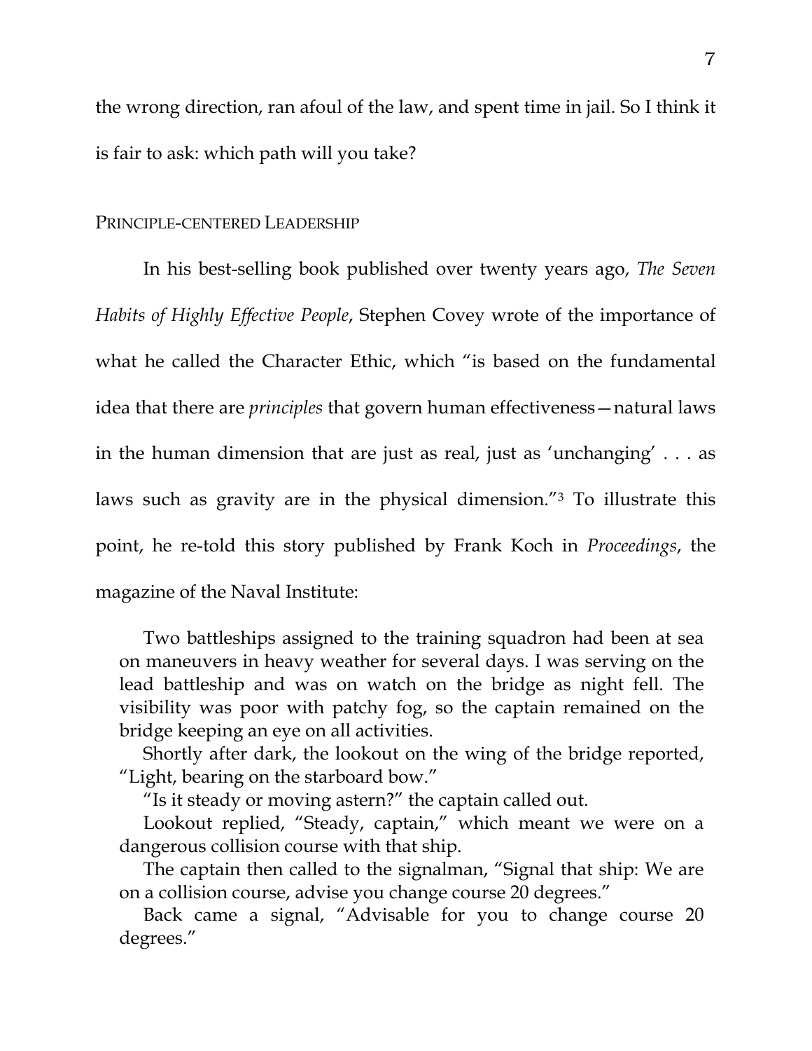the wrong direction, ran afoul of the law, and spent time in jail. So I think it is fair to ask: which path will you take?

## Principle-centered Leadership

In his best-selling book published over twenty years ago, *The Seven Habits of Highly Effective People*, Stephen Covey wrote of the importance of what he called the Character Ethic, which "is based on the fundamental idea that there are *principles* that govern human effectiveness—natural laws in the human dimension that are just as real, just as 'unchanging' . . . as laws such as gravity are in the physical dimension."[3] To illustrate this point, he re-told this story published by Frank Koch in *Proceedings*, the magazine of the Naval Institute:

> Two battleships assigned to the training squadron had been at sea on maneuvers in heavy weather for several days. I was serving on the lead battleship and was on watch on the bridge as night fell. The visibility was poor with patchy fog, so the captain remained on the bridge keeping an eye on all activities.
>
> Shortly after dark, the lookout on the wing of the bridge reported, "Light, bearing on the starboard bow."
>
> "Is it steady or moving astern?" the captain called out.
>
> Lookout replied, "Steady, captain," which meant we were on a dangerous collision course with that ship.
>
> The captain then called to the signalman, "Signal that ship: We are on a collision course, advise you change course 20 degrees."
>
> Back came a signal, "Advisable for you to change course 20 degrees."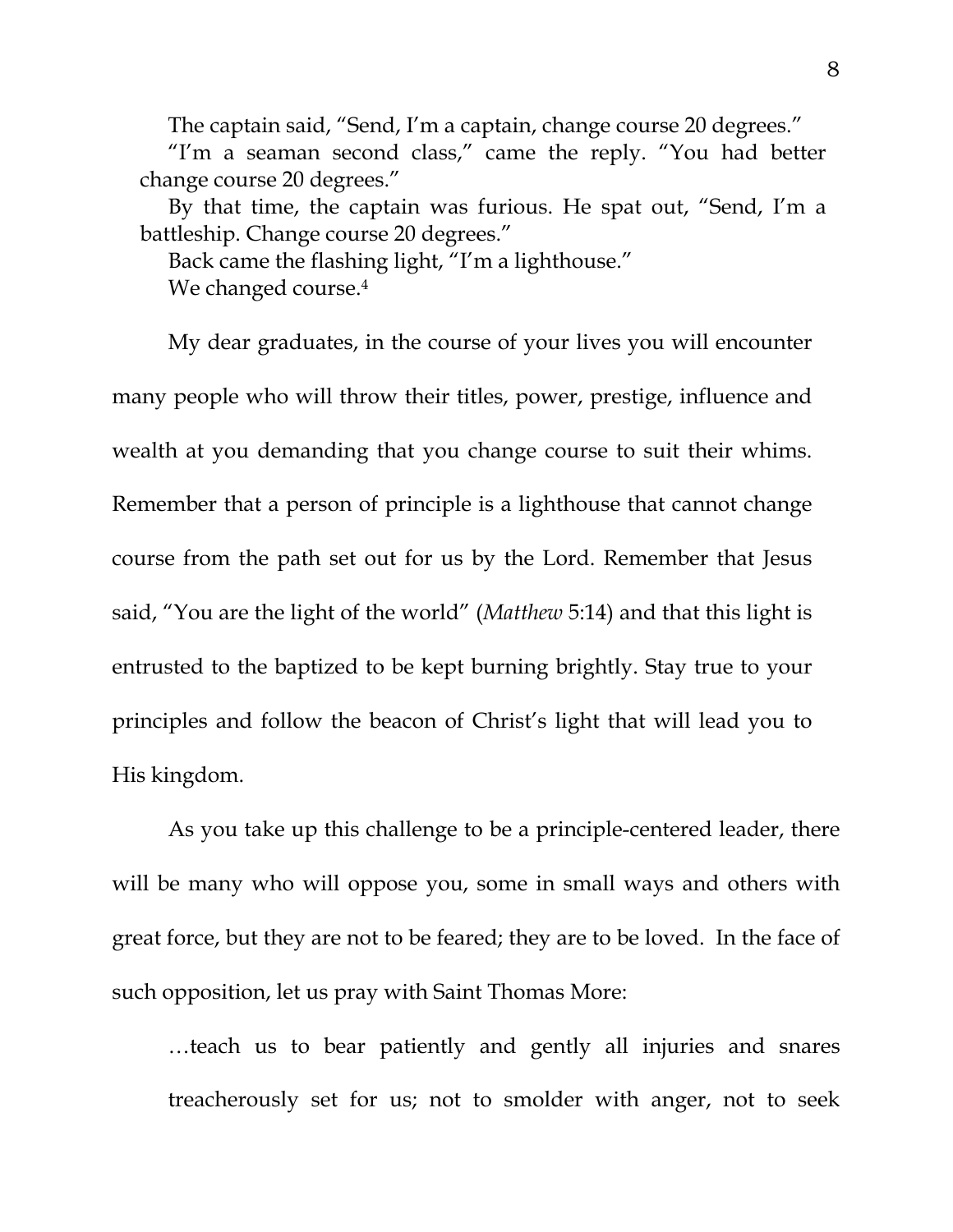The captain said, "Send, I'm a captain, change course 20 degrees."

"I'm a seaman second class," came the reply. "You had better change course 20 degrees."

By that time, the captain was furious. He spat out, "Send, I'm a battleship. Change course 20 degrees."

Back came the flashing light, "I'm a lighthouse."

We changed course.[4]

My dear graduates, in the course of your lives you will encounter many people who will throw their titles, power, prestige, influence and wealth at you demanding that you change course to suit their whims. Remember that a person of principle is a lighthouse that cannot change course from the path set out for us by the Lord. Remember that Jesus said, "You are the light of the world" (*Matthew* 5:14) and that this light is entrusted to the baptized to be kept burning brightly. Stay true to your principles and follow the beacon of Christ's light that will lead you to His kingdom.

As you take up this challenge to be a principle-centered leader, there will be many who will oppose you, some in small ways and others with great force, but they are not to be feared; they are to be loved. In the face of such opposition, let us pray with Saint Thomas More:

> …teach us to bear patiently and gently all injuries and snares treacherously set for us; not to smolder with anger, not to seek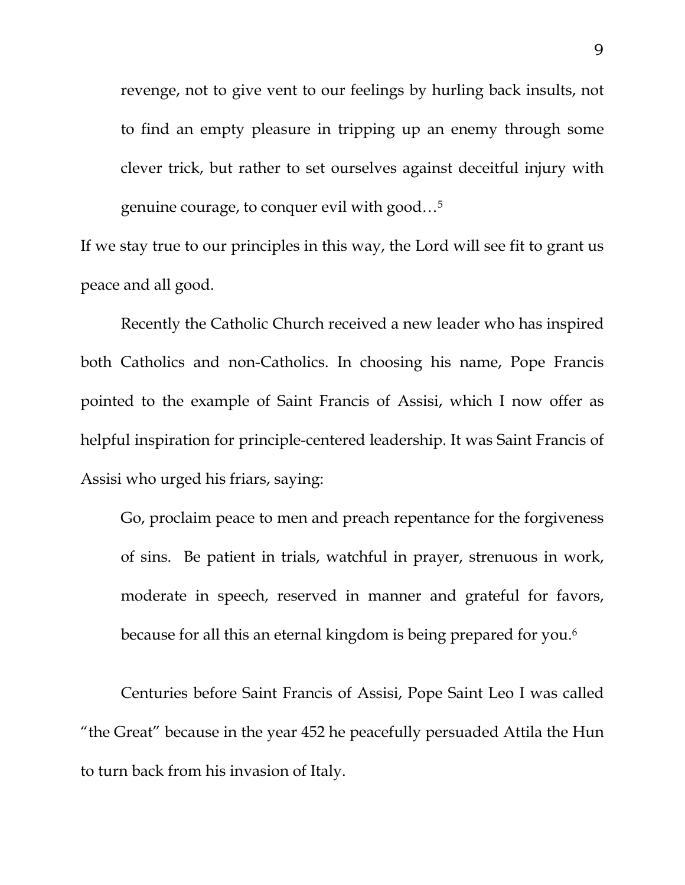> revenge, not to give vent to our feelings by hurling back insults, not to find an empty pleasure in tripping up an enemy through some clever trick, but rather to set ourselves against deceitful injury with genuine courage, to conquer evil with good…[5]

If we stay true to our principles in this way, the Lord will see fit to grant us peace and all good.

Recently the Catholic Church received a new leader who has inspired both Catholics and non-Catholics. In choosing his name, Pope Francis pointed to the example of Saint Francis of Assisi, which I now offer as helpful inspiration for principle-centered leadership. It was Saint Francis of Assisi who urged his friars, saying:

> Go, proclaim peace to men and preach repentance for the forgiveness of sins. Be patient in trials, watchful in prayer, strenuous in work, moderate in speech, reserved in manner and grateful for favors, because for all this an eternal kingdom is being prepared for you.[6]

Centuries before Saint Francis of Assisi, Pope Saint Leo I was called "the Great" because in the year 452 he peacefully persuaded Attila the Hun to turn back from his invasion of Italy.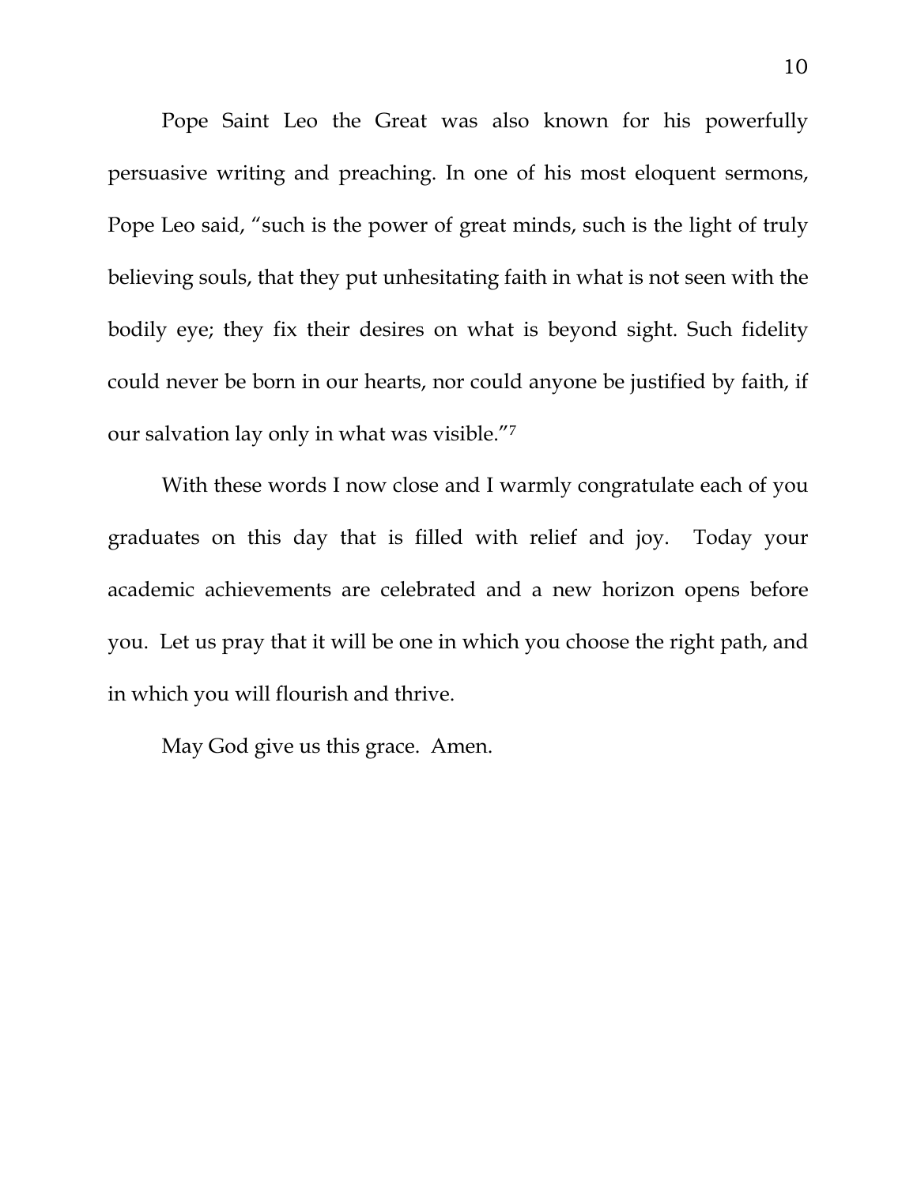Pope Saint Leo the Great was also known for his powerfully persuasive writing and preaching. In one of his most eloquent sermons, Pope Leo said, "such is the power of great minds, such is the light of truly believing souls, that they put unhesitating faith in what is not seen with the bodily eye; they fix their desires on what is beyond sight. Such fidelity could never be born in our hearts, nor could anyone be justified by faith, if our salvation lay only in what was visible."[7]

With these words I now close and I warmly congratulate each of you graduates on this day that is filled with relief and joy. Today your academic achievements are celebrated and a new horizon opens before you. Let us pray that it will be one in which you choose the right path, and in which you will flourish and thrive.

May God give us this grace. Amen.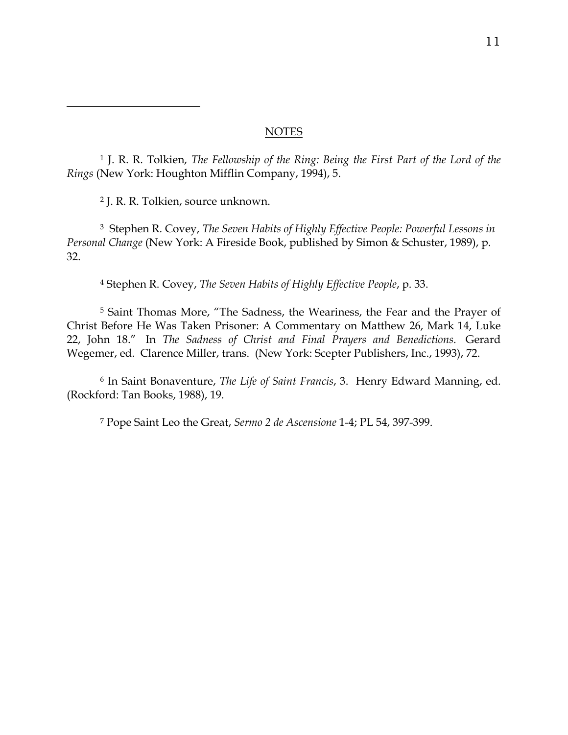## NOTES

[1] J. R. R. Tolkien, *The Fellowship of the Ring: Being the First Part of the Lord of the Rings* (New York: Houghton Mifflin Company, 1994), 5.

[2] J. R. R. Tolkien, source unknown.

[3] Stephen R. Covey, *The Seven Habits of Highly Effective People: Powerful Lessons in Personal Change* (New York: A Fireside Book, published by Simon & Schuster, 1989), p. 32.

[4] Stephen R. Covey, *The Seven Habits of Highly Effective People*, p. 33.

[5] Saint Thomas More, "The Sadness, the Weariness, the Fear and the Prayer of Christ Before He Was Taken Prisoner: A Commentary on Matthew 26, Mark 14, Luke 22, John 18." In *The Sadness of Christ and Final Prayers and Benedictions*. Gerard Wegemer, ed. Clarence Miller, trans. (New York: Scepter Publishers, Inc., 1993), 72.

[6] In Saint Bonaventure, *The Life of Saint Francis*, 3. Henry Edward Manning, ed. (Rockford: Tan Books, 1988), 19.

[7] Pope Saint Leo the Great, *Sermo 2 de Ascensione* 1-4; PL 54, 397-399.